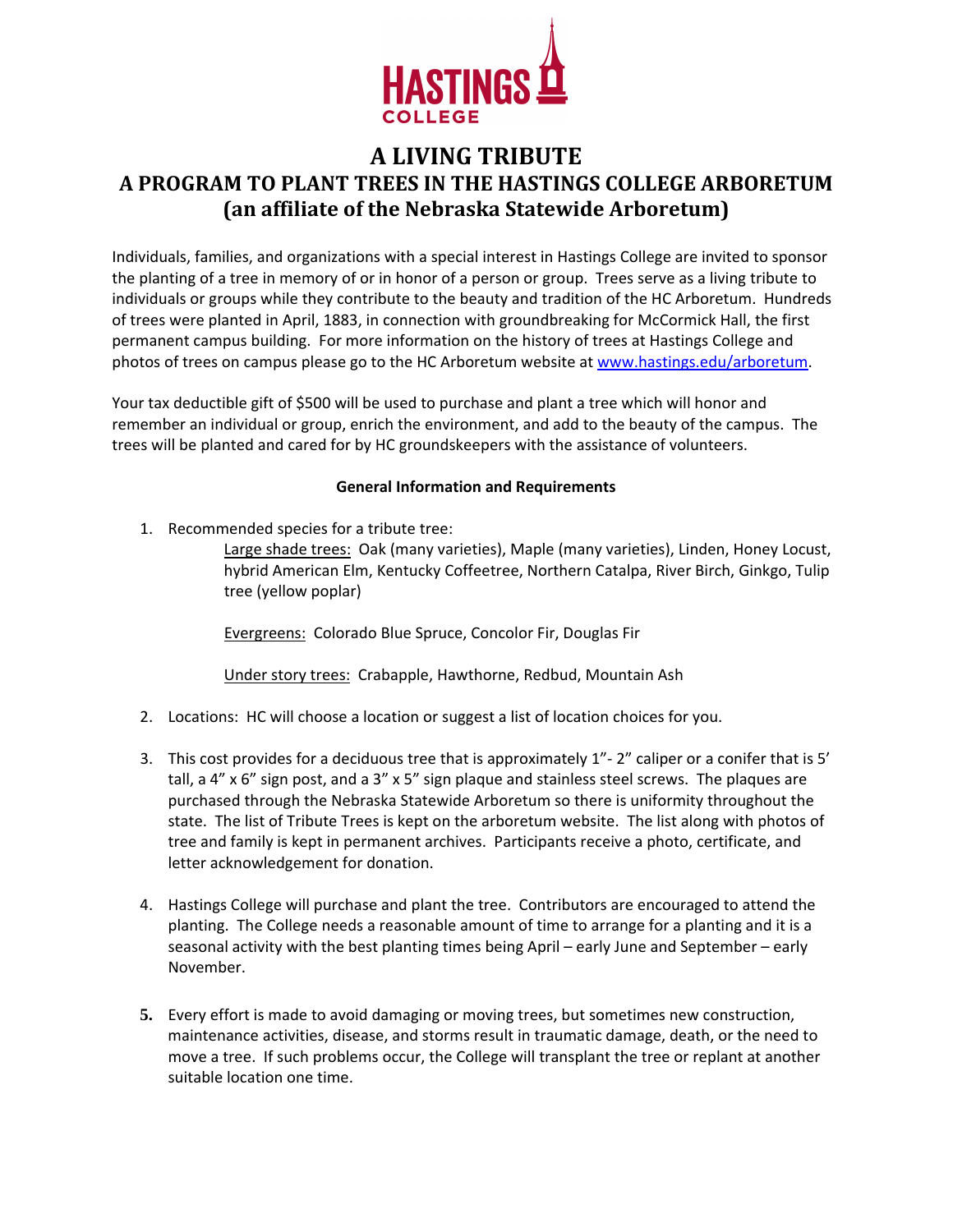HASTINGS COLLEGE

# A LIVING TRIBUTE
# A PROGRAM TO PLANT TREES IN THE HASTINGS COLLEGE ARBORETUM (an affiliate of the Nebraska Statewide Arboretum)

Individuals, families, and organizations with a special interest in Hastings College are invited to sponsor the planting of a tree in memory of or in honor of a person or group. Trees serve as a living tribute to individuals or groups while they contribute to the beauty and tradition of the HC Arboretum. Hundreds of trees were planted in April, 1883, in connection with groundbreaking for McCormick Hall, the first permanent campus building. For more information on the history of trees at Hastings College and photos of trees on campus please go to the HC Arboretum website at [www.hastings.edu/arboretum](http://www.hastings.edu/arboretum).

Your tax deductible gift of $500 will be used to purchase and plant a tree which will honor and remember an individual or group, enrich the environment, and add to the beauty of the campus. The trees will be planted and cared for by HC groundskeepers with the assistance of volunteers.

**General Information and Requirements**

1. Recommended species for a tribute tree:

   Large shade trees: Oak (many varieties), Maple (many varieties), Linden, Honey Locust, hybrid American Elm, Kentucky Coffeetree, Northern Catalpa, River Birch, Ginkgo, Tulip tree (yellow poplar)

   Evergreens: Colorado Blue Spruce, Concolor Fir, Douglas Fir

   Under story trees: Crabapple, Hawthorne, Redbud, Mountain Ash

2. Locations: HC will choose a location or suggest a list of location choices for you.

3. This cost provides for a deciduous tree that is approximately 1”- 2” caliper or a conifer that is 5’ tall, a 4” x 6” sign post, and a 3” x 5” sign plaque and stainless steel screws. The plaques are purchased through the Nebraska Statewide Arboretum so there is uniformity throughout the state. The list of Tribute Trees is kept on the arboretum website. The list along with photos of tree and family is kept in permanent archives. Participants receive a photo, certificate, and letter acknowledgement for donation.

4. Hastings College will purchase and plant the tree. Contributors are encouraged to attend the planting. The College needs a reasonable amount of time to arrange for a planting and it is a seasonal activity with the best planting times being April – early June and September – early November.

5. Every effort is made to avoid damaging or moving trees, but sometimes new construction, maintenance activities, disease, and storms result in traumatic damage, death, or the need to move a tree. If such problems occur, the College will transplant the tree or replant at another suitable location one time.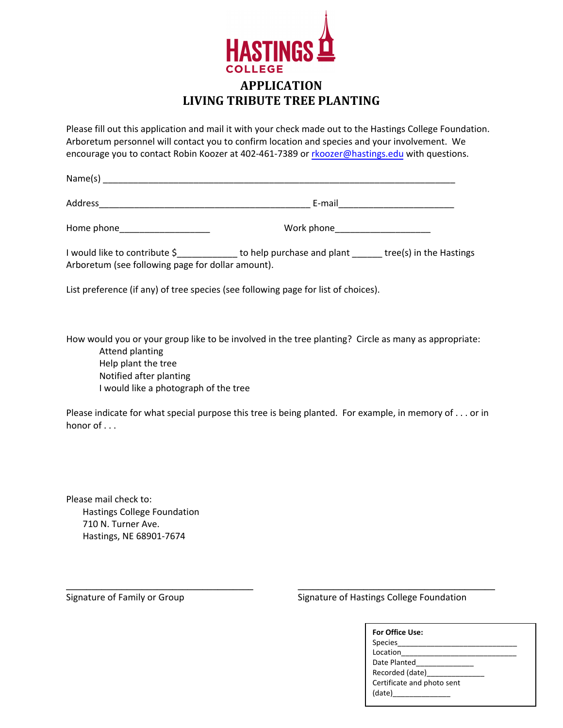HASTINGS COLLEGE

# APPLICATION
# LIVING TRIBUTE TREE PLANTING

Please fill out this application and mail it with your check made out to the Hastings College Foundation. Arboretum personnel will contact you to confirm location and species and your involvement. We encourage you to contact Robin Koozer at 402-461-7389 or rkoozer@hastings.edu with questions.

Name(s) ___________________________________________________________________________

Address___________________________________________ E-mail_______________________

Home phone__________________ Work phone___________________

I would like to contribute $____________ to help purchase and plant ______ tree(s) in the Hastings Arboretum (see following page for dollar amount).

List preference (if any) of tree species (see following page for list of choices).

How would you or your group like to be involved in the tree planting? Circle as many as appropriate:

- Attend planting
- Help plant the tree
- Notified after planting
- I would like a photograph of the tree

Please indicate for what special purpose this tree is being planted. For example, in memory of . . . or in honor of . . .

Please mail check to:

Hastings College Foundation
710 N. Turner Ave.
Hastings, NE 68901-7674

_______________________________________ _________________________________________

Signature of Family or Group Signature of Hastings College Foundation

**For Office Use:**
Species_____________________________
Location____________________________
Date Planted_____________
Recorded (date)_____________
Certificate and photo sent (date)_____________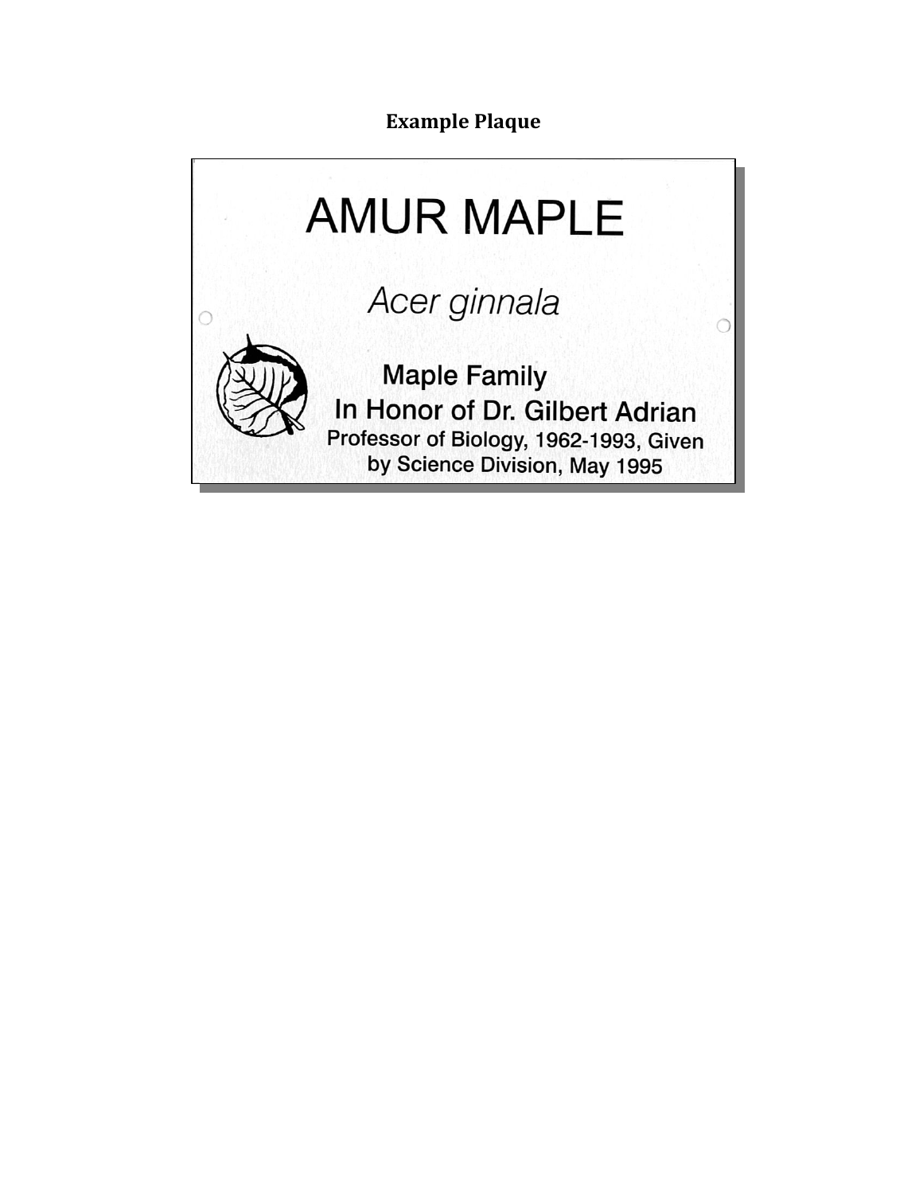**Example Plaque**

AMUR MAPLE

*Acer ginnala*

Maple Family

In Honor of Dr. Gilbert Adrian

Professor of Biology, 1962-1993, Given by Science Division, May 1995